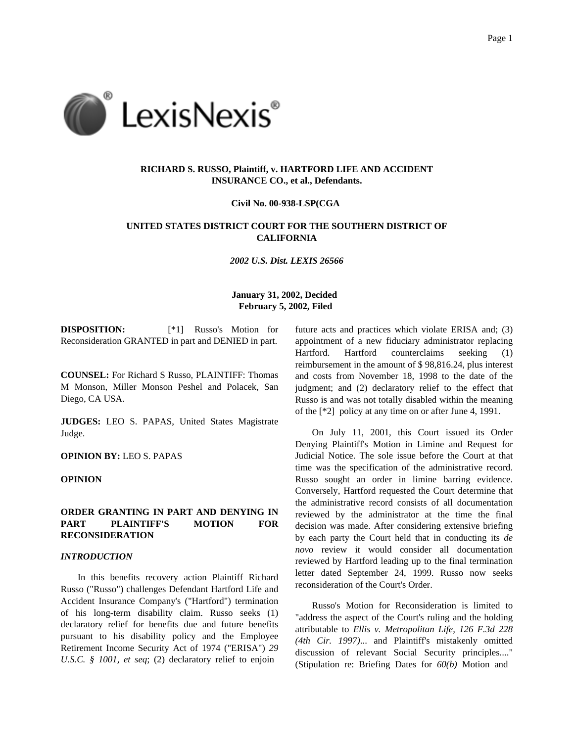**RICHARD S. RUSSO, Plaintiff, v. HARTFORD LIFE AND ACCIDENT INSURANCE CO., et al., Defendants.**

**Civil No. 00-938-LSP(CGA**

**UNITED STATES DISTRICT COURT FOR THE SOUTHERN DISTRICT OF CALIFORNIA**

*2002 U.S. Dist. LEXIS 26566*

**January 31, 2002, Decided**
**February 5, 2002, Filed**

**DISPOSITION:** [*1] Russo's Motion for Reconsideration GRANTED in part and DENIED in part.

**COUNSEL:** For Richard S Russo, PLAINTIFF: Thomas M Monson, Miller Monson Peshel and Polacek, San Diego, CA USA.

**JUDGES:** LEO S. PAPAS, United States Magistrate Judge.

**OPINION BY:** LEO S. PAPAS

**OPINION**

**ORDER GRANTING IN PART AND DENYING IN PART PLAINTIFF'S MOTION FOR RECONSIDERATION**

***INTRODUCTION***

In this benefits recovery action Plaintiff Richard Russo ("Russo") challenges Defendant Hartford Life and Accident Insurance Company's ("Hartford") termination of his long-term disability claim. Russo seeks (1) declaratory relief for benefits due and future benefits pursuant to his disability policy and the Employee Retirement Income Security Act of 1974 ("ERISA") *29 U.S.C. § 1001, et seq*; (2) declaratory relief to enjoin future acts and practices which violate ERISA and; (3) appointment of a new fiduciary administrator replacing Hartford. Hartford counterclaims seeking (1) reimbursement in the amount of $ 98,816.24, plus interest and costs from November 18, 1998 to the date of the judgment; and (2) declaratory relief to the effect that Russo is and was not totally disabled within the meaning of the [*2] policy at any time on or after June 4, 1991.

On July 11, 2001, this Court issued its Order Denying Plaintiff's Motion in Limine and Request for Judicial Notice. The sole issue before the Court at that time was the specification of the administrative record. Russo sought an order in limine barring evidence. Conversely, Hartford requested the Court determine that the administrative record consists of all documentation reviewed by the administrator at the time the final decision was made. After considering extensive briefing by each party the Court held that in conducting its *de novo* review it would consider all documentation reviewed by Hartford leading up to the final termination letter dated September 24, 1999. Russo now seeks reconsideration of the Court's Order.

Russo's Motion for Reconsideration is limited to "address the aspect of the Court's ruling and the holding attributable to *Ellis v. Metropolitan Life, 126 F.3d 228 (4th Cir. 1997)*... and Plaintiff's mistakenly omitted discussion of relevant Social Security principles...." (Stipulation re: Briefing Dates for *60(b)* Motion and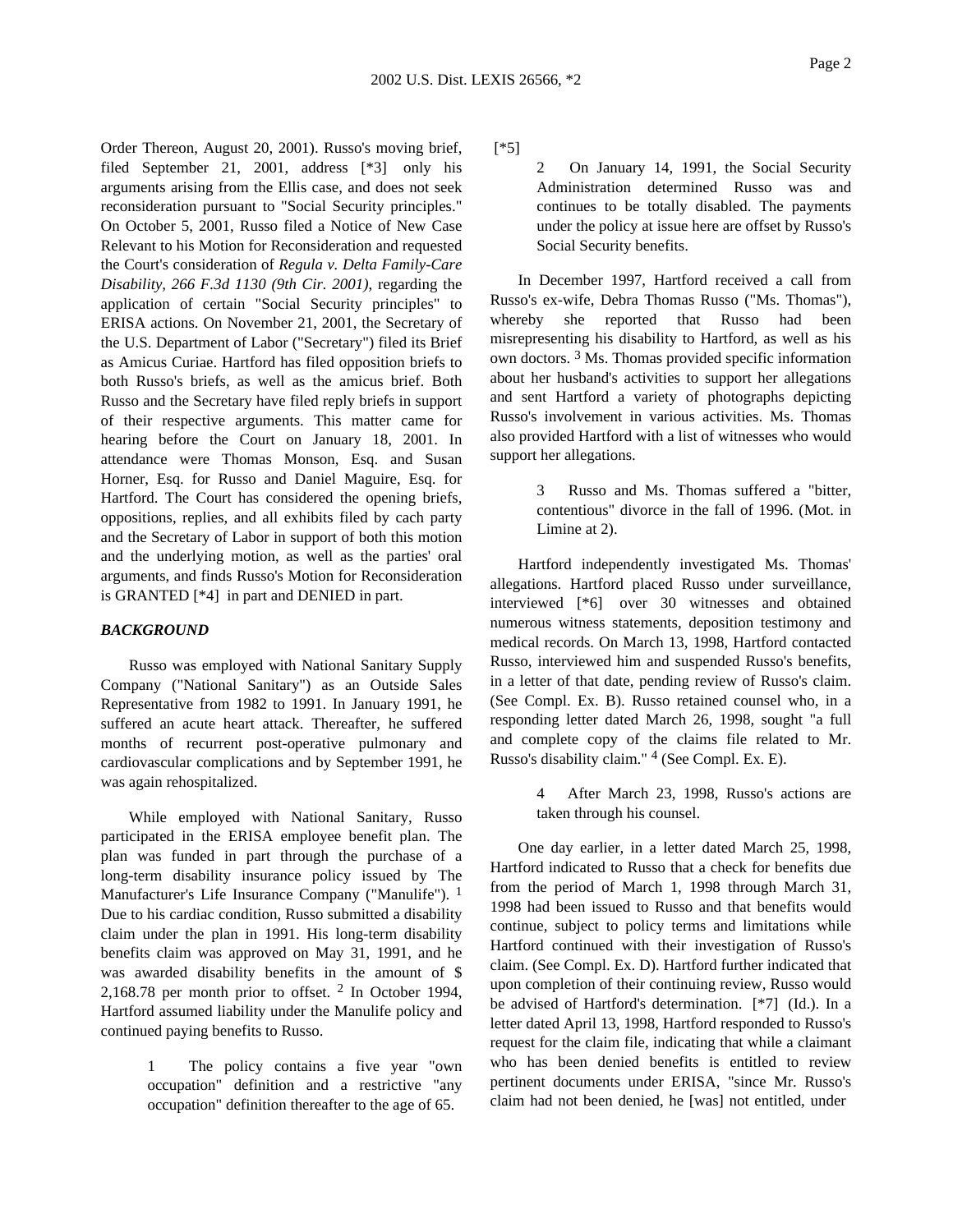Order Thereon, August 20, 2001). Russo's moving brief, filed September 21, 2001, address [*3] only his arguments arising from the Ellis case, and does not seek reconsideration pursuant to "Social Security principles." On October 5, 2001, Russo filed a Notice of New Case Relevant to his Motion for Reconsideration and requested the Court's consideration of *Regula v. Delta Family-Care Disability, 266 F.3d 1130 (9th Cir. 2001)*, regarding the application of certain "Social Security principles" to ERISA actions. On November 21, 2001, the Secretary of the U.S. Department of Labor ("Secretary") filed its Brief as Amicus Curiae. Hartford has filed opposition briefs to both Russo's briefs, as well as the amicus brief. Both Russo and the Secretary have filed reply briefs in support of their respective arguments. This matter came for hearing before the Court on January 18, 2001. In attendance were Thomas Monson, Esq. and Susan Horner, Esq. for Russo and Daniel Maguire, Esq. for Hartford. The Court has considered the opening briefs, oppositions, replies, and all exhibits filed by each party and the Secretary of Labor in support of both this motion and the underlying motion, as well as the parties' oral arguments, and finds Russo's Motion for Reconsideration is GRANTED [*4] in part and DENIED in part.

***BACKGROUND***

Russo was employed with National Sanitary Supply Company ("National Sanitary") as an Outside Sales Representative from 1982 to 1991. In January 1991, he suffered an acute heart attack. Thereafter, he suffered months of recurrent post-operative pulmonary and cardiovascular complications and by September 1991, he was again rehospitalized.

While employed with National Sanitary, Russo participated in the ERISA employee benefit plan. The plan was funded in part through the purchase of a long-term disability insurance policy issued by The Manufacturer's Life Insurance Company ("Manulife"). [1] Due to his cardiac condition, Russo submitted a disability claim under the plan in 1991. His long-term disability benefits claim was approved on May 31, 1991, and he was awarded disability benefits in the amount of $ 2,168.78 per month prior to offset. [2] In October 1994, Hartford assumed liability under the Manulife policy and continued paying benefits to Russo.

> 1 The policy contains a five year "own occupation" definition and a restrictive "any occupation" definition thereafter to the age of 65.

[*5]

> 2 On January 14, 1991, the Social Security Administration determined Russo was and continues to be totally disabled. The payments under the policy at issue here are offset by Russo's Social Security benefits.

In December 1997, Hartford received a call from Russo's ex-wife, Debra Thomas Russo ("Ms. Thomas"), whereby she reported that Russo had been misrepresenting his disability to Hartford, as well as his own doctors. [3] Ms. Thomas provided specific information about her husband's activities to support her allegations and sent Hartford a variety of photographs depicting Russo's involvement in various activities. Ms. Thomas also provided Hartford with a list of witnesses who would support her allegations.

> 3 Russo and Ms. Thomas suffered a "bitter, contentious" divorce in the fall of 1996. (Mot. in Limine at 2).

Hartford independently investigated Ms. Thomas' allegations. Hartford placed Russo under surveillance, interviewed [*6] over 30 witnesses and obtained numerous witness statements, deposition testimony and medical records. On March 13, 1998, Hartford contacted Russo, interviewed him and suspended Russo's benefits, in a letter of that date, pending review of Russo's claim. (See Compl. Ex. B). Russo retained counsel who, in a responding letter dated March 26, 1998, sought "a full and complete copy of the claims file related to Mr. Russo's disability claim." [4] (See Compl. Ex. E).

> 4 After March 23, 1998, Russo's actions are taken through his counsel.

One day earlier, in a letter dated March 25, 1998, Hartford indicated to Russo that a check for benefits due from the period of March 1, 1998 through March 31, 1998 had been issued to Russo and that benefits would continue, subject to policy terms and limitations while Hartford continued with their investigation of Russo's claim. (See Compl. Ex. D). Hartford further indicated that upon completion of their continuing review, Russo would be advised of Hartford's determination. [*7] (Id.). In a letter dated April 13, 1998, Hartford responded to Russo's request for the claim file, indicating that while a claimant who has been denied benefits is entitled to review pertinent documents under ERISA, "since Mr. Russo's claim had not been denied, he [was] not entitled, under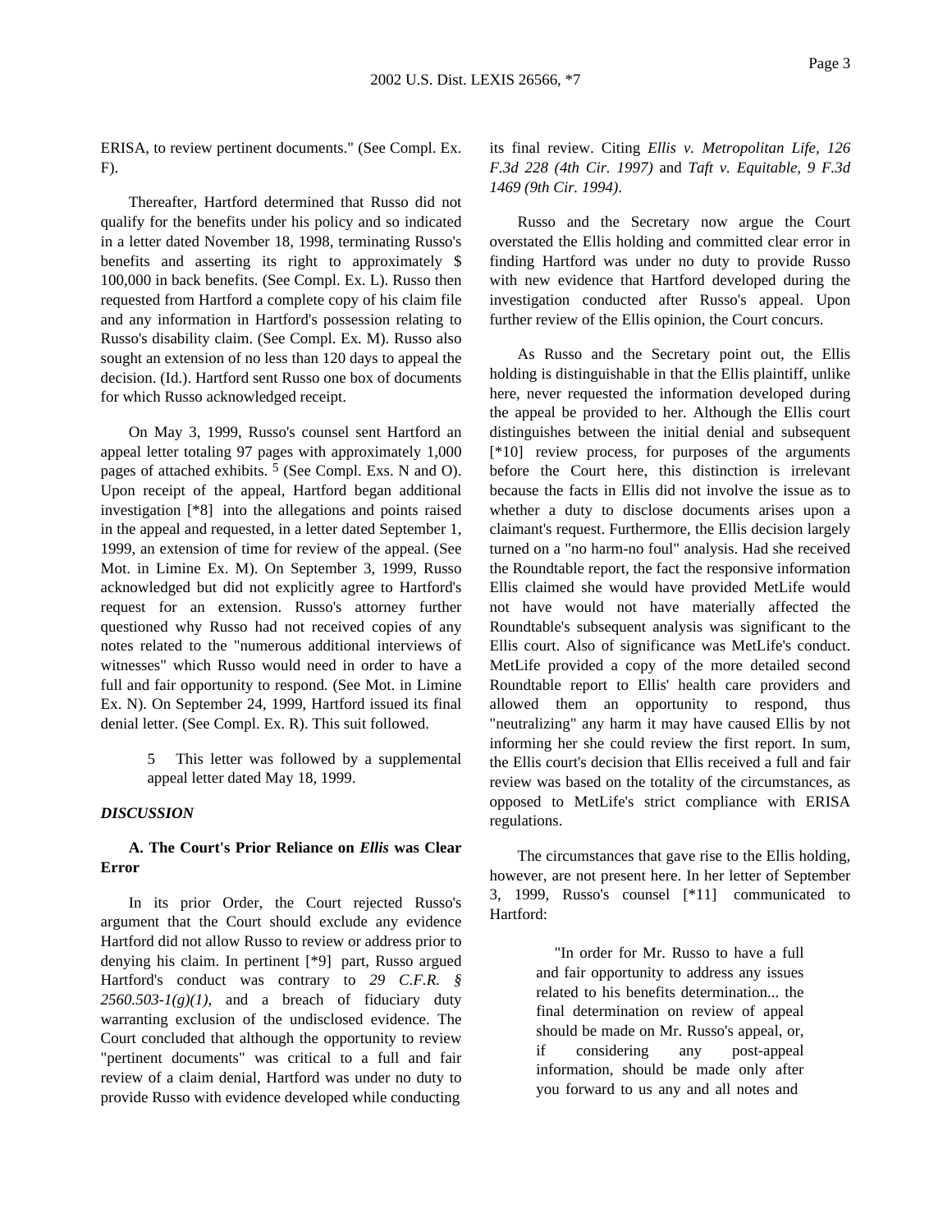ERISA, to review pertinent documents." (See Compl. Ex. F).

Thereafter, Hartford determined that Russo did not qualify for the benefits under his policy and so indicated in a letter dated November 18, 1998, terminating Russo's benefits and asserting its right to approximately $ 100,000 in back benefits. (See Compl. Ex. L). Russo then requested from Hartford a complete copy of his claim file and any information in Hartford's possession relating to Russo's disability claim. (See Compl. Ex. M). Russo also sought an extension of no less than 120 days to appeal the decision. (Id.). Hartford sent Russo one box of documents for which Russo acknowledged receipt.

On May 3, 1999, Russo's counsel sent Hartford an appeal letter totaling 97 pages with approximately 1,000 pages of attached exhibits. [5] (See Compl. Exs. N and O). Upon receipt of the appeal, Hartford began additional investigation [*8] into the allegations and points raised in the appeal and requested, in a letter dated September 1, 1999, an extension of time for review of the appeal. (See Mot. in Limine Ex. M). On September 3, 1999, Russo acknowledged but did not explicitly agree to Hartford's request for an extension. Russo's attorney further questioned why Russo had not received copies of any notes related to the "numerous additional interviews of witnesses" which Russo would need in order to have a full and fair opportunity to respond. (See Mot. in Limine Ex. N). On September 24, 1999, Hartford issued its final denial letter. (See Compl. Ex. R). This suit followed.

> 5 This letter was followed by a supplemental appeal letter dated May 18, 1999.

***DISCUSSION***

**A. The Court's Prior Reliance on *Ellis* was Clear Error**

In its prior Order, the Court rejected Russo's argument that the Court should exclude any evidence Hartford did not allow Russo to review or address prior to denying his claim. In pertinent [*9] part, Russo argued Hartford's conduct was contrary to *29 C.F.R. § 2560.503-1(g)(1)*, and a breach of fiduciary duty warranting exclusion of the undisclosed evidence. The Court concluded that although the opportunity to review "pertinent documents" was critical to a full and fair review of a claim denial, Hartford was under no duty to provide Russo with evidence developed while conducting its final review. Citing *Ellis v. Metropolitan Life, 126 F.3d 228 (4th Cir. 1997)* and *Taft v. Equitable, 9 F.3d 1469 (9th Cir. 1994)*.

Russo and the Secretary now argue the Court overstated the Ellis holding and committed clear error in finding Hartford was under no duty to provide Russo with new evidence that Hartford developed during the investigation conducted after Russo's appeal. Upon further review of the Ellis opinion, the Court concurs.

As Russo and the Secretary point out, the Ellis holding is distinguishable in that the Ellis plaintiff, unlike here, never requested the information developed during the appeal be provided to her. Although the Ellis court distinguishes between the initial denial and subsequent [*10] review process, for purposes of the arguments before the Court here, this distinction is irrelevant because the facts in Ellis did not involve the issue as to whether a duty to disclose documents arises upon a claimant's request. Furthermore, the Ellis decision largely turned on a "no harm-no foul" analysis. Had she received the Roundtable report, the fact the responsive information Ellis claimed she would have provided MetLife would not have would not have materially affected the Roundtable's subsequent analysis was significant to the Ellis court. Also of significance was MetLife's conduct. MetLife provided a copy of the more detailed second Roundtable report to Ellis' health care providers and allowed them an opportunity to respond, thus "neutralizing" any harm it may have caused Ellis by not informing her she could review the first report. In sum, the Ellis court's decision that Ellis received a full and fair review was based on the totality of the circumstances, as opposed to MetLife's strict compliance with ERISA regulations.

The circumstances that gave rise to the Ellis holding, however, are not present here. In her letter of September 3, 1999, Russo's counsel [*11] communicated to Hartford:

> "In order for Mr. Russo to have a full and fair opportunity to address any issues related to his benefits determination... the final determination on review of appeal should be made on Mr. Russo's appeal, or, if considering any post-appeal information, should be made only after you forward to us any and all notes and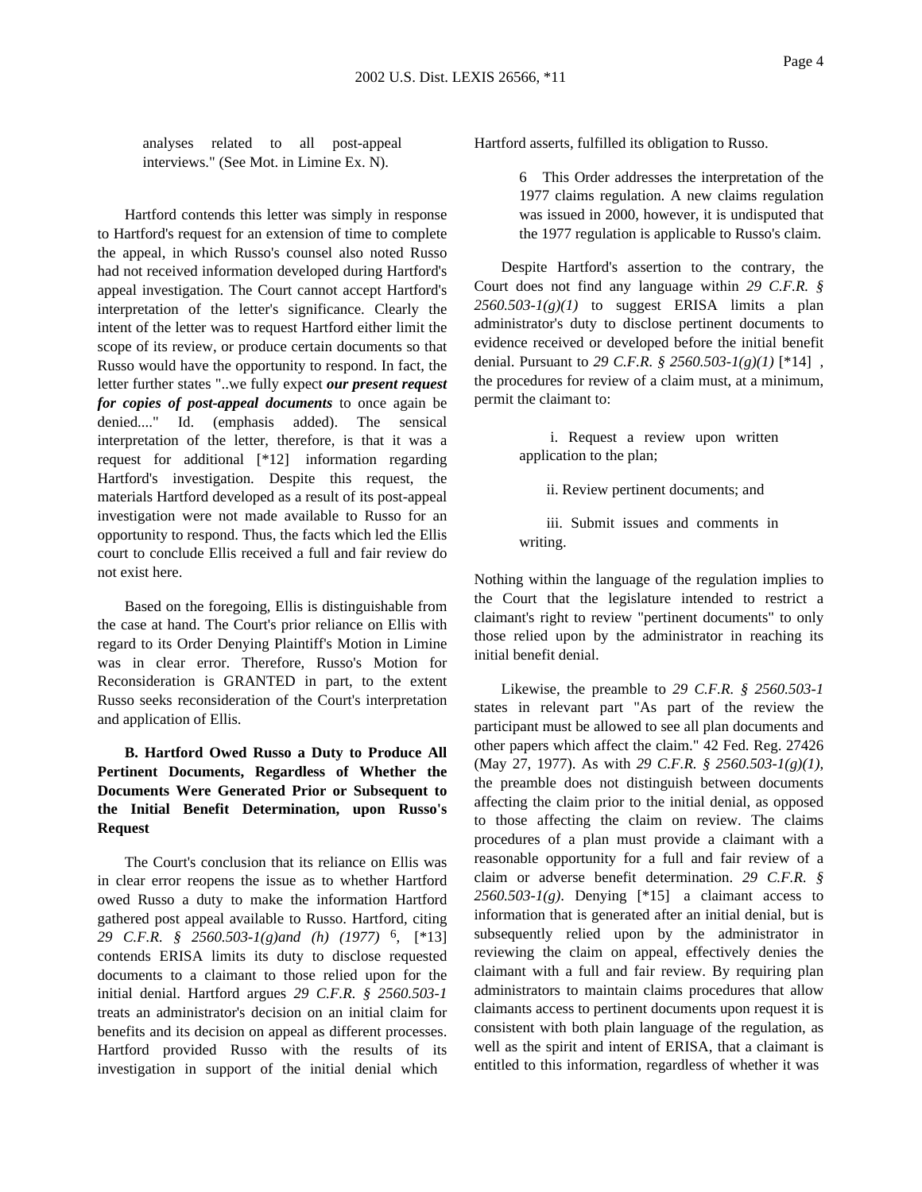analyses related to all post-appeal interviews." (See Mot. in Limine Ex. N).

Hartford contends this letter was simply in response to Hartford's request for an extension of time to complete the appeal, in which Russo's counsel also noted Russo had not received information developed during Hartford's appeal investigation. The Court cannot accept Hartford's interpretation of the letter's significance. Clearly the intent of the letter was to request Hartford either limit the scope of its review, or produce certain documents so that Russo would have the opportunity to respond. In fact, the letter further states "..we fully expect ***our present request for copies of post-appeal documents*** to once again be denied...." Id. (emphasis added). The sensical interpretation of the letter, therefore, is that it was a request for additional [*12] information regarding Hartford's investigation. Despite this request, the materials Hartford developed as a result of its post-appeal investigation were not made available to Russo for an opportunity to respond. Thus, the facts which led the Ellis court to conclude Ellis received a full and fair review do not exist here.

Based on the foregoing, Ellis is distinguishable from the case at hand. The Court's prior reliance on Ellis with regard to its Order Denying Plaintiff's Motion in Limine was in clear error. Therefore, Russo's Motion for Reconsideration is GRANTED in part, to the extent Russo seeks reconsideration of the Court's interpretation and application of Ellis.

**B. Hartford Owed Russo a Duty to Produce All Pertinent Documents, Regardless of Whether the Documents Were Generated Prior or Subsequent to the Initial Benefit Determination, upon Russo's Request**

The Court's conclusion that its reliance on Ellis was in clear error reopens the issue as to whether Hartford owed Russo a duty to make the information Hartford gathered post appeal available to Russo. Hartford, citing *29 C.F.R. § 2560.503-1(g)and (h) (1977)* [6], [*13] contends ERISA limits its duty to disclose requested documents to a claimant to those relied upon for the initial denial. Hartford argues *29 C.F.R. § 2560.503-1* treats an administrator's decision on an initial claim for benefits and its decision on appeal as different processes. Hartford provided Russo with the results of its investigation in support of the initial denial which Hartford asserts, fulfilled its obligation to Russo.

6 This Order addresses the interpretation of the 1977 claims regulation. A new claims regulation was issued in 2000, however, it is undisputed that the 1977 regulation is applicable to Russo's claim.

Despite Hartford's assertion to the contrary, the Court does not find any language within *29 C.F.R. § 2560.503-1(g)(1)* to suggest ERISA limits a plan administrator's duty to disclose pertinent documents to evidence received or developed before the initial benefit denial. Pursuant to *29 C.F.R. § 2560.503-1(g)(1)* [*14] , the procedures for review of a claim must, at a minimum, permit the claimant to:

> i. Request a review upon written application to the plan;
>
> ii. Review pertinent documents; and
>
> iii. Submit issues and comments in writing.

Nothing within the language of the regulation implies to the Court that the legislature intended to restrict a claimant's right to review "pertinent documents" to only those relied upon by the administrator in reaching its initial benefit denial.

Likewise, the preamble to *29 C.F.R. § 2560.503-1* states in relevant part "As part of the review the participant must be allowed to see all plan documents and other papers which affect the claim." 42 Fed. Reg. 27426 (May 27, 1977). As with *29 C.F.R. § 2560.503-1(g)(1)*, the preamble does not distinguish between documents affecting the claim prior to the initial denial, as opposed to those affecting the claim on review. The claims procedures of a plan must provide a claimant with a reasonable opportunity for a full and fair review of a claim or adverse benefit determination. *29 C.F.R. § 2560.503-1(g)*. Denying [*15] a claimant access to information that is generated after an initial denial, but is subsequently relied upon by the administrator in reviewing the claim on appeal, effectively denies the claimant with a full and fair review. By requiring plan administrators to maintain claims procedures that allow claimants access to pertinent documents upon request it is consistent with both plain language of the regulation, as well as the spirit and intent of ERISA, that a claimant is entitled to this information, regardless of whether it was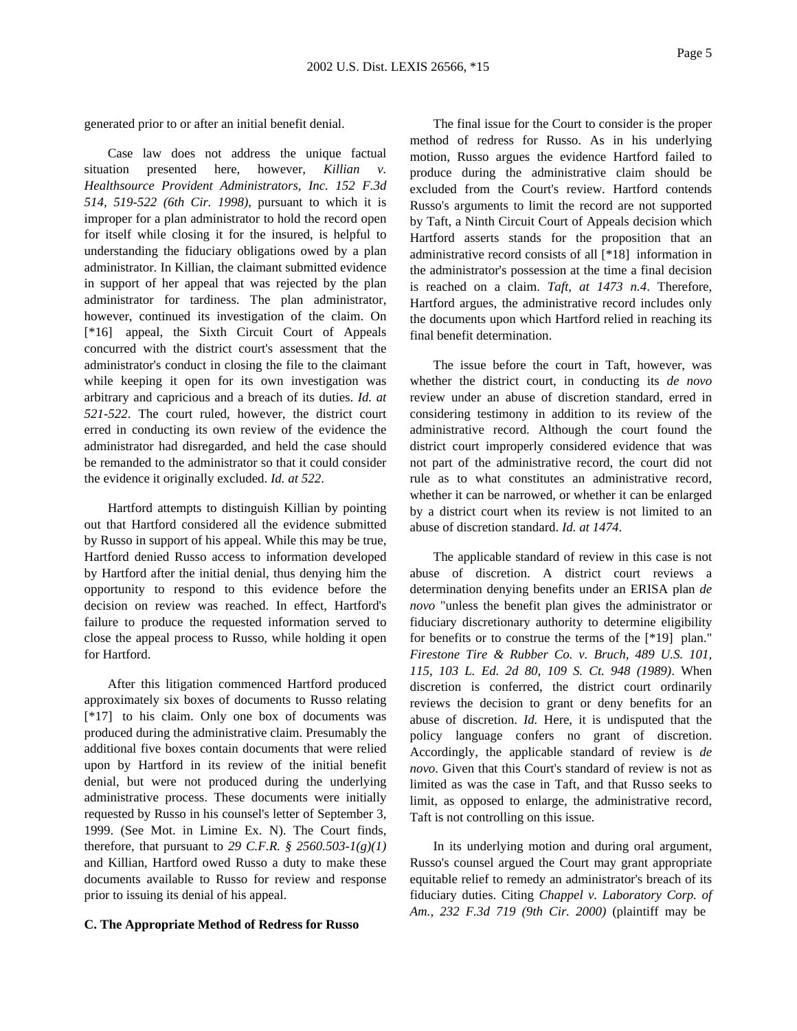generated prior to or after an initial benefit denial.

Case law does not address the unique factual situation presented here, however, *Killian v. Healthsource Provident Administrators, Inc. 152 F.3d 514, 519-522 (6th Cir. 1998)*, pursuant to which it is improper for a plan administrator to hold the record open for itself while closing it for the insured, is helpful to understanding the fiduciary obligations owed by a plan administrator. In Killian, the claimant submitted evidence in support of her appeal that was rejected by the plan administrator for tardiness. The plan administrator, however, continued its investigation of the claim. On [*16] appeal, the Sixth Circuit Court of Appeals concurred with the district court's assessment that the administrator's conduct in closing the file to the claimant while keeping it open for its own investigation was arbitrary and capricious and a breach of its duties. *Id. at 521-522*. The court ruled, however, the district court erred in conducting its own review of the evidence the administrator had disregarded, and held the case should be remanded to the administrator so that it could consider the evidence it originally excluded. *Id. at 522*.

Hartford attempts to distinguish Killian by pointing out that Hartford considered all the evidence submitted by Russo in support of his appeal. While this may be true, Hartford denied Russo access to information developed by Hartford after the initial denial, thus denying him the opportunity to respond to this evidence before the decision on review was reached. In effect, Hartford's failure to produce the requested information served to close the appeal process to Russo, while holding it open for Hartford.

After this litigation commenced Hartford produced approximately six boxes of documents to Russo relating [*17] to his claim. Only one box of documents was produced during the administrative claim. Presumably the additional five boxes contain documents that were relied upon by Hartford in its review of the initial benefit denial, but were not produced during the underlying administrative process. These documents were initially requested by Russo in his counsel's letter of September 3, 1999. (See Mot. in Limine Ex. N). The Court finds, therefore, that pursuant to *29 C.F.R. § 2560.503-1(g)(1)* and Killian, Hartford owed Russo a duty to make these documents available to Russo for review and response prior to issuing its denial of his appeal.

**C. The Appropriate Method of Redress for Russo**

The final issue for the Court to consider is the proper method of redress for Russo. As in his underlying motion, Russo argues the evidence Hartford failed to produce during the administrative claim should be excluded from the Court's review. Hartford contends Russo's arguments to limit the record are not supported by Taft, a Ninth Circuit Court of Appeals decision which Hartford asserts stands for the proposition that an administrative record consists of all [*18] information in the administrator's possession at the time a final decision is reached on a claim. *Taft, at 1473 n.4*. Therefore, Hartford argues, the administrative record includes only the documents upon which Hartford relied in reaching its final benefit determination.

The issue before the court in Taft, however, was whether the district court, in conducting its *de novo* review under an abuse of discretion standard, erred in considering testimony in addition to its review of the administrative record. Although the court found the district court improperly considered evidence that was not part of the administrative record, the court did not rule as to what constitutes an administrative record, whether it can be narrowed, or whether it can be enlarged by a district court when its review is not limited to an abuse of discretion standard. *Id. at 1474*.

The applicable standard of review in this case is not abuse of discretion. A district court reviews a determination denying benefits under an ERISA plan *de novo* "unless the benefit plan gives the administrator or fiduciary discretionary authority to determine eligibility for benefits or to construe the terms of the [*19] plan." *Firestone Tire & Rubber Co. v. Bruch, 489 U.S. 101, 115, 103 L. Ed. 2d 80, 109 S. Ct. 948 (1989)*. When discretion is conferred, the district court ordinarily reviews the decision to grant or deny benefits for an abuse of discretion. *Id.* Here, it is undisputed that the policy language confers no grant of discretion. Accordingly, the applicable standard of review is *de novo*. Given that this Court's standard of review is not as limited as was the case in Taft, and that Russo seeks to limit, as opposed to enlarge, the administrative record, Taft is not controlling on this issue.

In its underlying motion and during oral argument, Russo's counsel argued the Court may grant appropriate equitable relief to remedy an administrator's breach of its fiduciary duties. Citing *Chappel v. Laboratory Corp. of Am., 232 F.3d 719 (9th Cir. 2000)* (plaintiff may be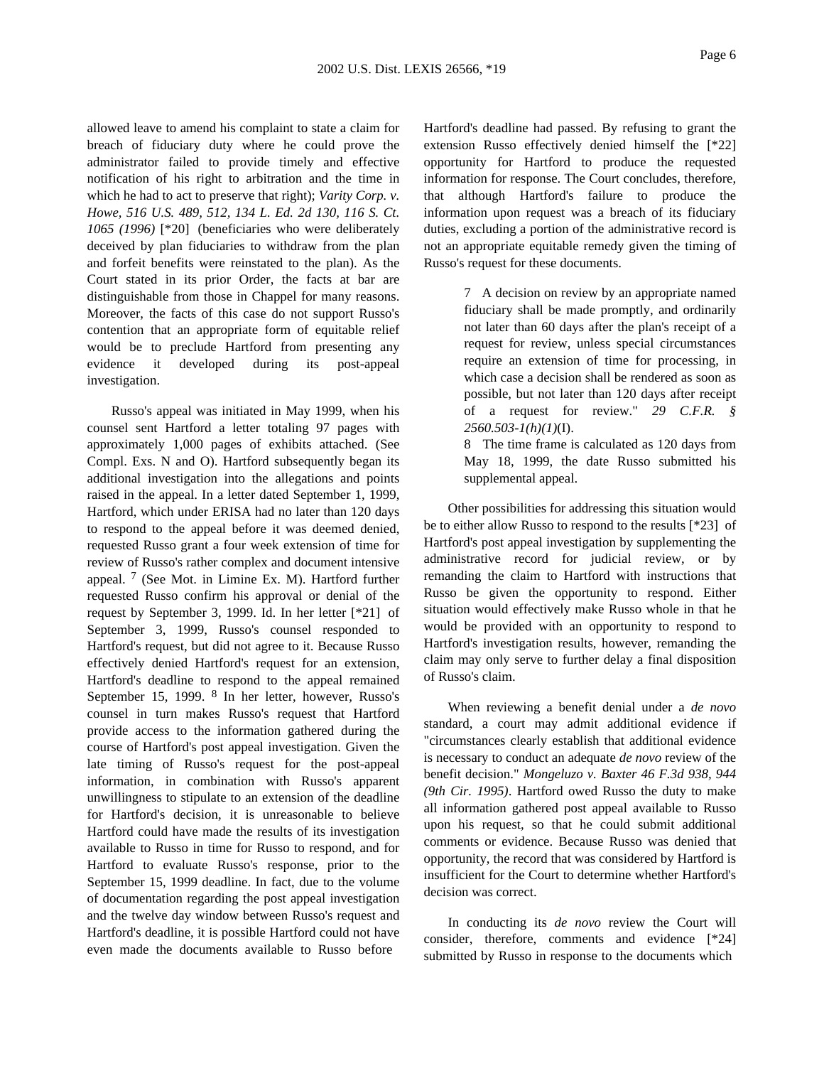allowed leave to amend his complaint to state a claim for breach of fiduciary duty where he could prove the administrator failed to provide timely and effective notification of his right to arbitration and the time in which he had to act to preserve that right); *Varity Corp. v. Howe, 516 U.S. 489, 512, 134 L. Ed. 2d 130, 116 S. Ct. 1065 (1996)* [*20] (beneficiaries who were deliberately deceived by plan fiduciaries to withdraw from the plan and forfeit benefits were reinstated to the plan). As the Court stated in its prior Order, the facts at bar are distinguishable from those in Chappel for many reasons. Moreover, the facts of this case do not support Russo's contention that an appropriate form of equitable relief would be to preclude Hartford from presenting any evidence it developed during its post-appeal investigation.

Russo's appeal was initiated in May 1999, when his counsel sent Hartford a letter totaling 97 pages with approximately 1,000 pages of exhibits attached. (See Compl. Exs. N and O). Hartford subsequently began its additional investigation into the allegations and points raised in the appeal. In a letter dated September 1, 1999, Hartford, which under ERISA had no later than 120 days to respond to the appeal before it was deemed denied, requested Russo grant a four week extension of time for review of Russo's rather complex and document intensive appeal. [7] (See Mot. in Limine Ex. M). Hartford further requested Russo confirm his approval or denial of the request by September 3, 1999. Id. In her letter [*21] of September 3, 1999, Russo's counsel responded to Hartford's request, but did not agree to it. Because Russo effectively denied Hartford's request for an extension, Hartford's deadline to respond to the appeal remained September 15, 1999. [8] In her letter, however, Russo's counsel in turn makes Russo's request that Hartford provide access to the information gathered during the course of Hartford's post appeal investigation. Given the late timing of Russo's request for the post-appeal information, in combination with Russo's apparent unwillingness to stipulate to an extension of the deadline for Hartford's decision, it is unreasonable to believe Hartford could have made the results of its investigation available to Russo in time for Russo to respond, and for Hartford to evaluate Russo's response, prior to the September 15, 1999 deadline. In fact, due to the volume of documentation regarding the post appeal investigation and the twelve day window between Russo's request and Hartford's deadline, it is possible Hartford could not have even made the documents available to Russo before Hartford's deadline had passed. By refusing to grant the extension Russo effectively denied himself the [*22] opportunity for Hartford to produce the requested information for response. The Court concludes, therefore, that although Hartford's failure to produce the information upon request was a breach of its fiduciary duties, excluding a portion of the administrative record is not an appropriate equitable remedy given the timing of Russo's request for these documents.

> 7 A decision on review by an appropriate named fiduciary shall be made promptly, and ordinarily not later than 60 days after the plan's receipt of a request for review, unless special circumstances require an extension of time for processing, in which case a decision shall be rendered as soon as possible, but not later than 120 days after receipt of a request for review." *29 C.F.R. § 2560.503-1(h)(1)*(I).
>
> 8 The time frame is calculated as 120 days from May 18, 1999, the date Russo submitted his supplemental appeal.

Other possibilities for addressing this situation would be to either allow Russo to respond to the results [*23] of Hartford's post appeal investigation by supplementing the administrative record for judicial review, or by remanding the claim to Hartford with instructions that Russo be given the opportunity to respond. Either situation would effectively make Russo whole in that he would be provided with an opportunity to respond to Hartford's investigation results, however, remanding the claim may only serve to further delay a final disposition of Russo's claim.

When reviewing a benefit denial under a *de novo* standard, a court may admit additional evidence if "circumstances clearly establish that additional evidence is necessary to conduct an adequate *de novo* review of the benefit decision." *Mongeluzo v. Baxter 46 F.3d 938, 944 (9th Cir. 1995)*. Hartford owed Russo the duty to make all information gathered post appeal available to Russo upon his request, so that he could submit additional comments or evidence. Because Russo was denied that opportunity, the record that was considered by Hartford is insufficient for the Court to determine whether Hartford's decision was correct.

In conducting its *de novo* review the Court will consider, therefore, comments and evidence [*24] submitted by Russo in response to the documents which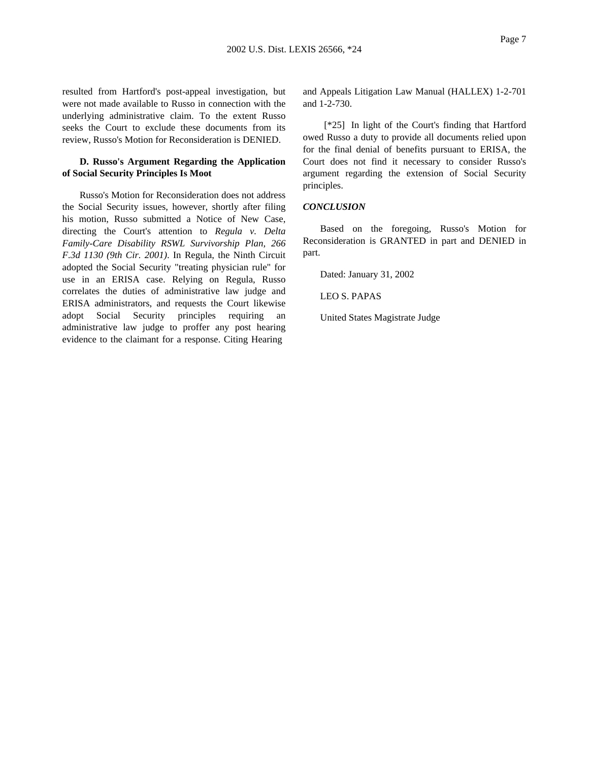resulted from Hartford's post-appeal investigation, but were not made available to Russo in connection with the underlying administrative claim. To the extent Russo seeks the Court to exclude these documents from its review, Russo's Motion for Reconsideration is DENIED.

**D. Russo's Argument Regarding the Application of Social Security Principles Is Moot**

Russo's Motion for Reconsideration does not address the Social Security issues, however, shortly after filing his motion, Russo submitted a Notice of New Case, directing the Court's attention to *Regula v. Delta Family-Care Disability RSWL Survivorship Plan, 266 F.3d 1130 (9th Cir. 2001)*. In Regula, the Ninth Circuit adopted the Social Security "treating physician rule" for use in an ERISA case. Relying on Regula, Russo correlates the duties of administrative law judge and ERISA administrators, and requests the Court likewise adopt Social Security principles requiring an administrative law judge to proffer any post hearing evidence to the claimant for a response. Citing Hearing and Appeals Litigation Law Manual (HALLEX) 1-2-701 and 1-2-730.

[*25] In light of the Court's finding that Hartford owed Russo a duty to provide all documents relied upon for the final denial of benefits pursuant to ERISA, the Court does not find it necessary to consider Russo's argument regarding the extension of Social Security principles.

***CONCLUSION***

Based on the foregoing, Russo's Motion for Reconsideration is GRANTED in part and DENIED in part.

Dated: January 31, 2002

LEO S. PAPAS

United States Magistrate Judge